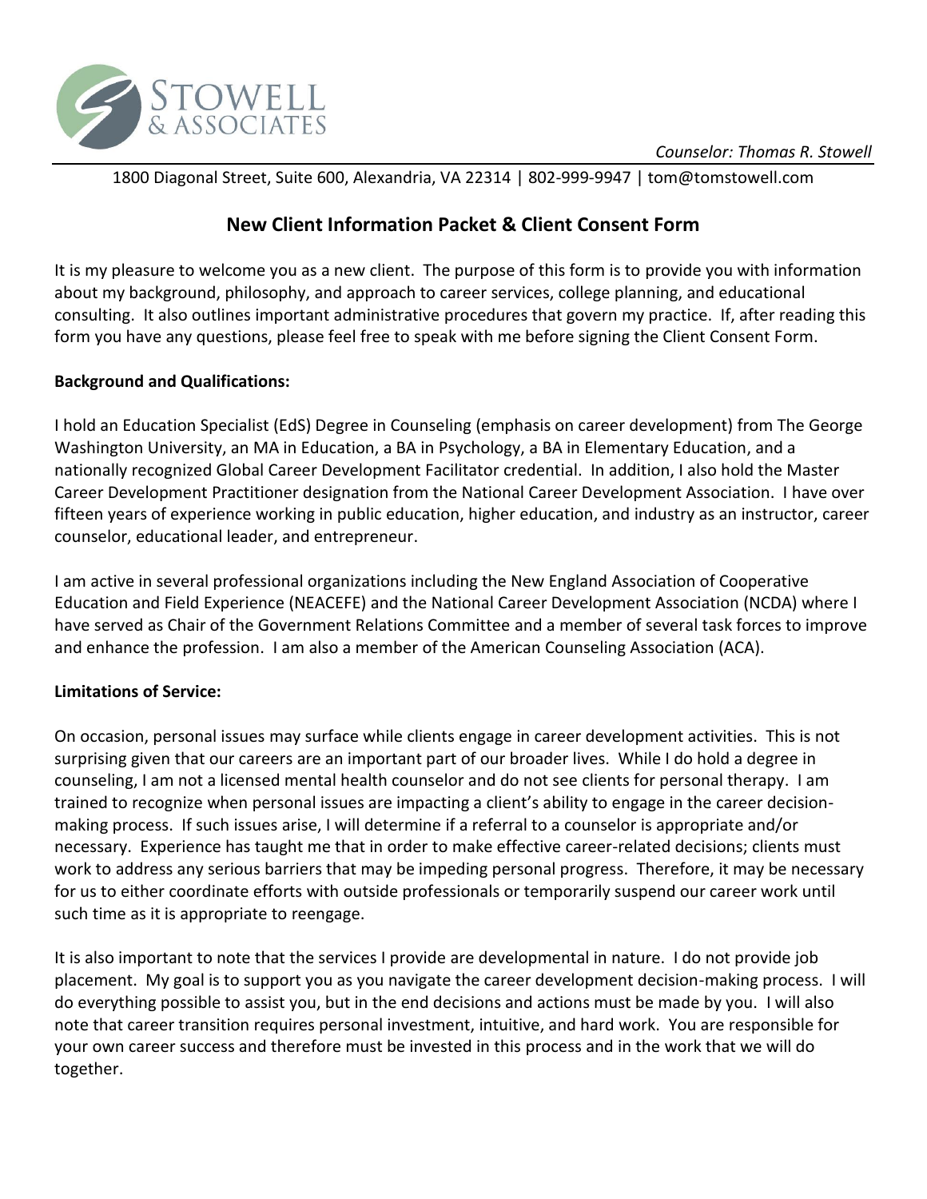STOWELL & ASSOCIATES

*Counselor: Thomas R. Stowell*

1800 Diagonal Street, Suite 600, Alexandria, VA 22314 | 802-999-9947 | tom@tomstowell.com

## New Client Information Packet & Client Consent Form

It is my pleasure to welcome you as a new client. The purpose of this form is to provide you with information about my background, philosophy, and approach to career services, college planning, and educational consulting. It also outlines important administrative procedures that govern my practice. If, after reading this form you have any questions, please feel free to speak with me before signing the Client Consent Form.

**Background and Qualifications:**

I hold an Education Specialist (EdS) Degree in Counseling (emphasis on career development) from The George Washington University, an MA in Education, a BA in Psychology, a BA in Elementary Education, and a nationally recognized Global Career Development Facilitator credential. In addition, I also hold the Master Career Development Practitioner designation from the National Career Development Association. I have over fifteen years of experience working in public education, higher education, and industry as an instructor, career counselor, educational leader, and entrepreneur.

I am active in several professional organizations including the New England Association of Cooperative Education and Field Experience (NEACEFE) and the National Career Development Association (NCDA) where I have served as Chair of the Government Relations Committee and a member of several task forces to improve and enhance the profession. I am also a member of the American Counseling Association (ACA).

**Limitations of Service:**

On occasion, personal issues may surface while clients engage in career development activities. This is not surprising given that our careers are an important part of our broader lives. While I do hold a degree in counseling, I am not a licensed mental health counselor and do not see clients for personal therapy. I am trained to recognize when personal issues are impacting a client's ability to engage in the career decision-making process. If such issues arise, I will determine if a referral to a counselor is appropriate and/or necessary. Experience has taught me that in order to make effective career-related decisions; clients must work to address any serious barriers that may be impeding personal progress. Therefore, it may be necessary for us to either coordinate efforts with outside professionals or temporarily suspend our career work until such time as it is appropriate to reengage.

It is also important to note that the services I provide are developmental in nature. I do not provide job placement. My goal is to support you as you navigate the career development decision-making process. I will do everything possible to assist you, but in the end decisions and actions must be made by you. I will also note that career transition requires personal investment, intuitive, and hard work. You are responsible for your own career success and therefore must be invested in this process and in the work that we will do together.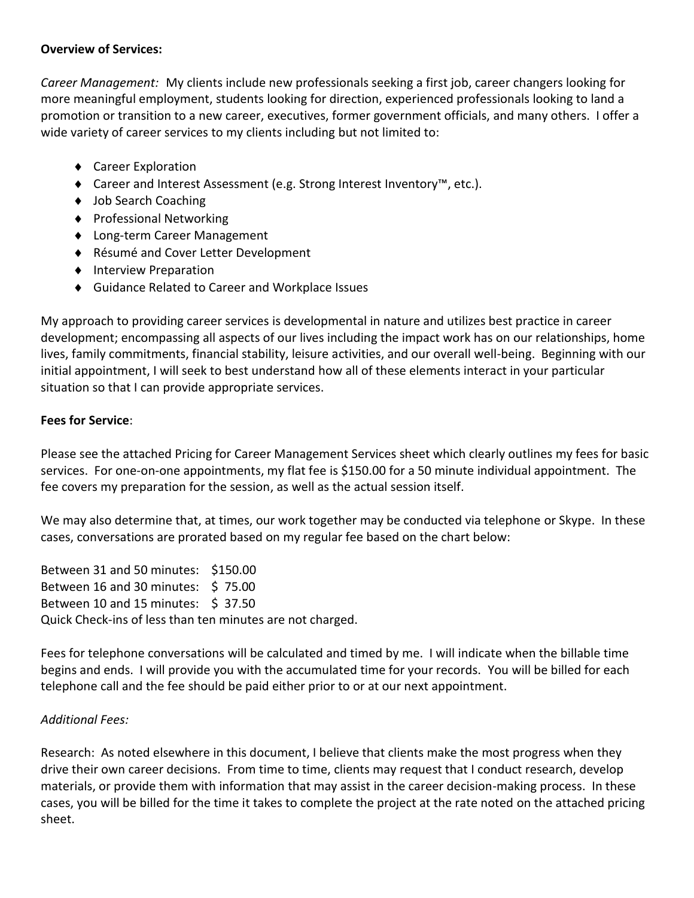**Overview of Services:**

*Career Management:* My clients include new professionals seeking a first job, career changers looking for more meaningful employment, students looking for direction, experienced professionals looking to land a promotion or transition to a new career, executives, former government officials, and many others. I offer a wide variety of career services to my clients including but not limited to:

- Career Exploration
- Career and Interest Assessment (e.g. Strong Interest Inventory™, etc.).
- Job Search Coaching
- Professional Networking
- Long-term Career Management
- Résumé and Cover Letter Development
- Interview Preparation
- Guidance Related to Career and Workplace Issues

My approach to providing career services is developmental in nature and utilizes best practice in career development; encompassing all aspects of our lives including the impact work has on our relationships, home lives, family commitments, financial stability, leisure activities, and our overall well-being. Beginning with our initial appointment, I will seek to best understand how all of these elements interact in your particular situation so that I can provide appropriate services.

**Fees for Service**:

Please see the attached Pricing for Career Management Services sheet which clearly outlines my fees for basic services. For one-on-one appointments, my flat fee is $150.00 for a 50 minute individual appointment. The fee covers my preparation for the session, as well as the actual session itself.

We may also determine that, at times, our work together may be conducted via telephone or Skype. In these cases, conversations are prorated based on my regular fee based on the chart below:

Between 31 and 50 minutes: $150.00
Between 16 and 30 minutes: $ 75.00
Between 10 and 15 minutes: $ 37.50
Quick Check-ins of less than ten minutes are not charged.

Fees for telephone conversations will be calculated and timed by me. I will indicate when the billable time begins and ends. I will provide you with the accumulated time for your records. You will be billed for each telephone call and the fee should be paid either prior to or at our next appointment.

*Additional Fees:*

Research: As noted elsewhere in this document, I believe that clients make the most progress when they drive their own career decisions. From time to time, clients may request that I conduct research, develop materials, or provide them with information that may assist in the career decision-making process. In these cases, you will be billed for the time it takes to complete the project at the rate noted on the attached pricing sheet.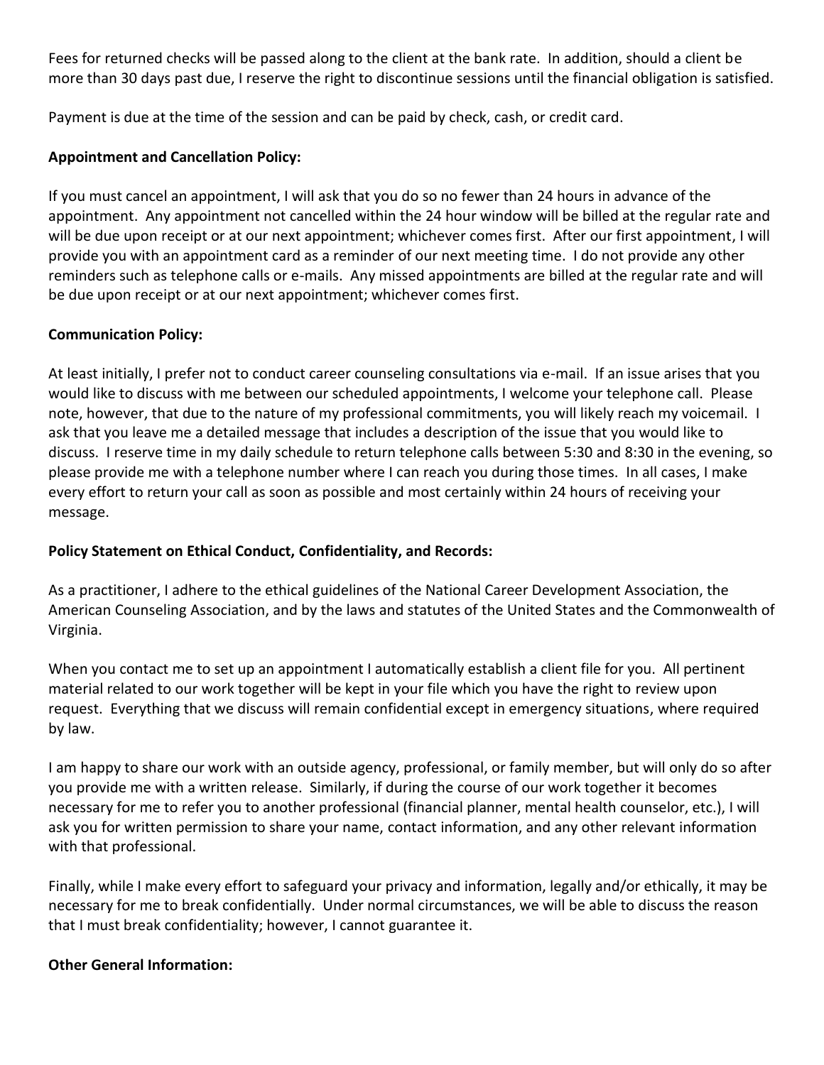Fees for returned checks will be passed along to the client at the bank rate. In addition, should a client be more than 30 days past due, I reserve the right to discontinue sessions until the financial obligation is satisfied.

Payment is due at the time of the session and can be paid by check, cash, or credit card.

**Appointment and Cancellation Policy:**

If you must cancel an appointment, I will ask that you do so no fewer than 24 hours in advance of the appointment. Any appointment not cancelled within the 24 hour window will be billed at the regular rate and will be due upon receipt or at our next appointment; whichever comes first. After our first appointment, I will provide you with an appointment card as a reminder of our next meeting time. I do not provide any other reminders such as telephone calls or e-mails. Any missed appointments are billed at the regular rate and will be due upon receipt or at our next appointment; whichever comes first.

**Communication Policy:**

At least initially, I prefer not to conduct career counseling consultations via e-mail. If an issue arises that you would like to discuss with me between our scheduled appointments, I welcome your telephone call. Please note, however, that due to the nature of my professional commitments, you will likely reach my voicemail. I ask that you leave me a detailed message that includes a description of the issue that you would like to discuss. I reserve time in my daily schedule to return telephone calls between 5:30 and 8:30 in the evening, so please provide me with a telephone number where I can reach you during those times. In all cases, I make every effort to return your call as soon as possible and most certainly within 24 hours of receiving your message.

**Policy Statement on Ethical Conduct, Confidentiality, and Records:**

As a practitioner, I adhere to the ethical guidelines of the National Career Development Association, the American Counseling Association, and by the laws and statutes of the United States and the Commonwealth of Virginia.

When you contact me to set up an appointment I automatically establish a client file for you. All pertinent material related to our work together will be kept in your file which you have the right to review upon request. Everything that we discuss will remain confidential except in emergency situations, where required by law.

I am happy to share our work with an outside agency, professional, or family member, but will only do so after you provide me with a written release. Similarly, if during the course of our work together it becomes necessary for me to refer you to another professional (financial planner, mental health counselor, etc.), I will ask you for written permission to share your name, contact information, and any other relevant information with that professional.

Finally, while I make every effort to safeguard your privacy and information, legally and/or ethically, it may be necessary for me to break confidentially. Under normal circumstances, we will be able to discuss the reason that I must break confidentiality; however, I cannot guarantee it.

**Other General Information:**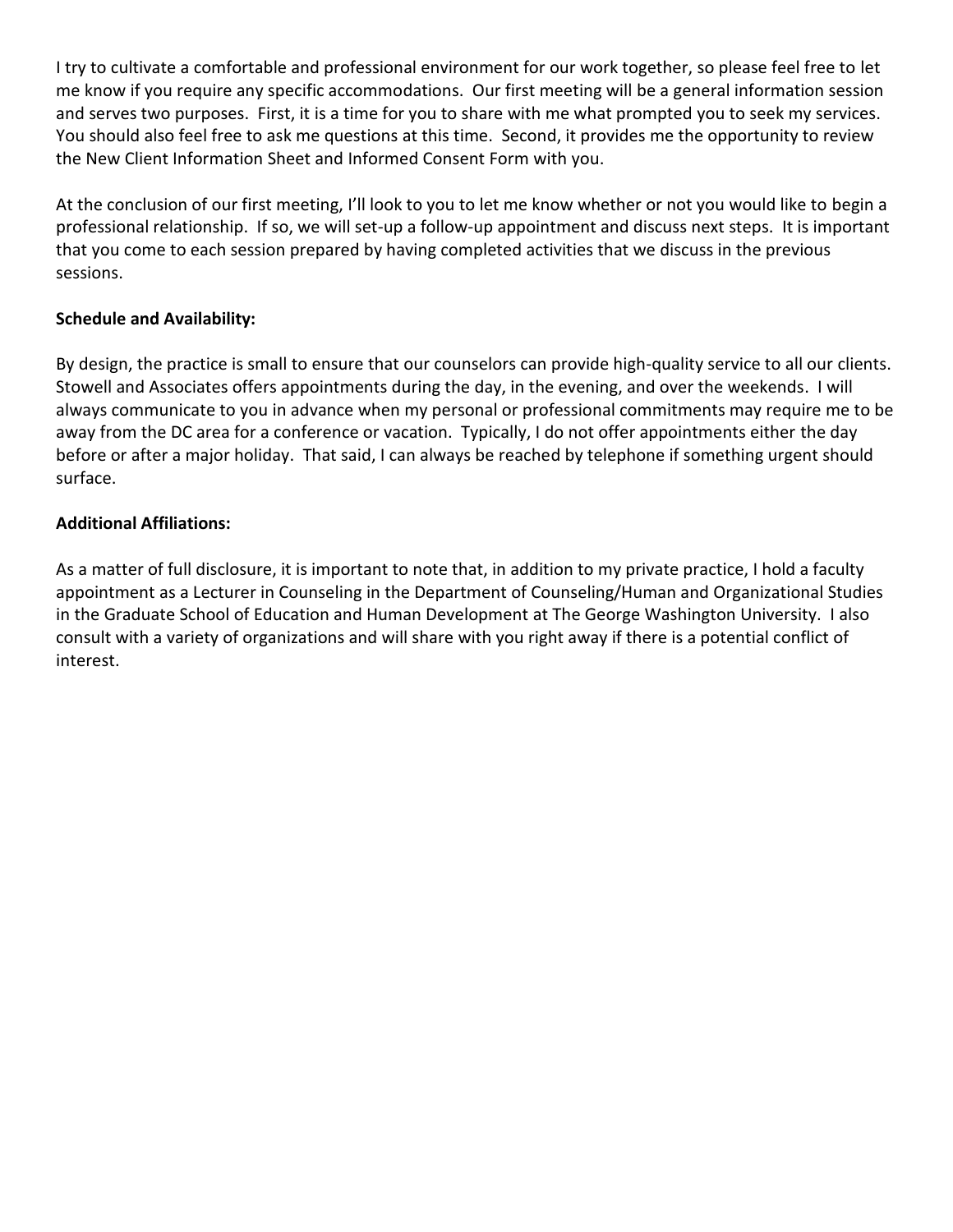I try to cultivate a comfortable and professional environment for our work together, so please feel free to let me know if you require any specific accommodations. Our first meeting will be a general information session and serves two purposes. First, it is a time for you to share with me what prompted you to seek my services. You should also feel free to ask me questions at this time. Second, it provides me the opportunity to review the New Client Information Sheet and Informed Consent Form with you.

At the conclusion of our first meeting, I'll look to you to let me know whether or not you would like to begin a professional relationship. If so, we will set-up a follow-up appointment and discuss next steps. It is important that you come to each session prepared by having completed activities that we discuss in the previous sessions.

**Schedule and Availability:**

By design, the practice is small to ensure that our counselors can provide high-quality service to all our clients. Stowell and Associates offers appointments during the day, in the evening, and over the weekends. I will always communicate to you in advance when my personal or professional commitments may require me to be away from the DC area for a conference or vacation. Typically, I do not offer appointments either the day before or after a major holiday. That said, I can always be reached by telephone if something urgent should surface.

**Additional Affiliations:**

As a matter of full disclosure, it is important to note that, in addition to my private practice, I hold a faculty appointment as a Lecturer in Counseling in the Department of Counseling/Human and Organizational Studies in the Graduate School of Education and Human Development at The George Washington University. I also consult with a variety of organizations and will share with you right away if there is a potential conflict of interest.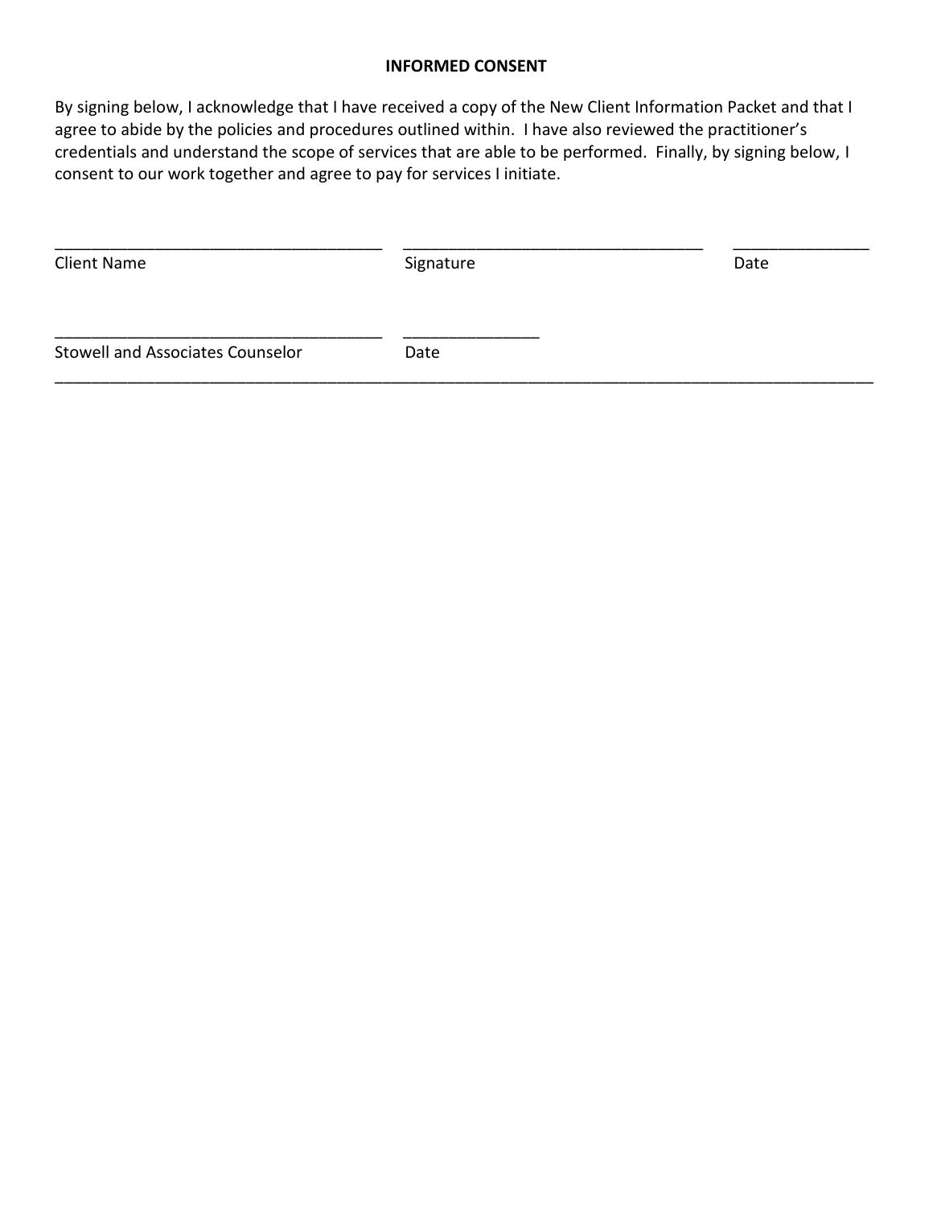## INFORMED CONSENT

By signing below, I acknowledge that I have received a copy of the New Client Information Packet and that I agree to abide by the policies and procedures outlined within. I have also reviewed the practitioner's credentials and understand the scope of services that are able to be performed. Finally, by signing below, I consent to our work together and agree to pay for services I initiate.

| ____________________________________ | ________________________________ | ______________ |
|---|---|---|
| Client Name | Signature | Date |

| ____________________________________ | ______________ |
|---|---|
| Stowell and Associates Counselor | Date |

---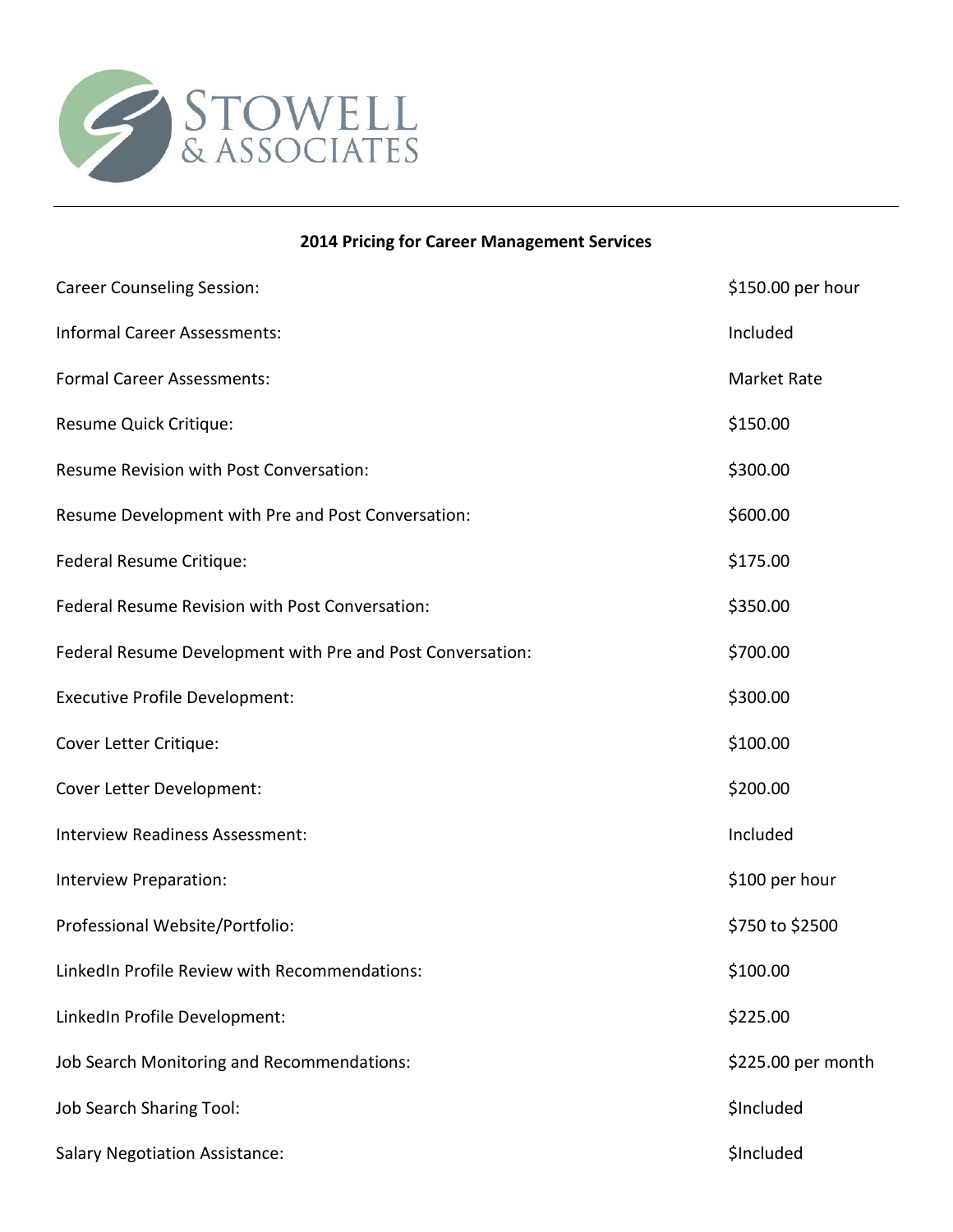STOWELL & ASSOCIATES

## 2014 Pricing for Career Management Services

| | |
|---|---|
| Career Counseling Session: | $150.00 per hour |
| Informal Career Assessments: | Included |
| Formal Career Assessments: | Market Rate |
| Resume Quick Critique: | $150.00 |
| Resume Revision with Post Conversation: | $300.00 |
| Resume Development with Pre and Post Conversation: | $600.00 |
| Federal Resume Critique: | $175.00 |
| Federal Resume Revision with Post Conversation: | $350.00 |
| Federal Resume Development with Pre and Post Conversation: | $700.00 |
| Executive Profile Development: | $300.00 |
| Cover Letter Critique: | $100.00 |
| Cover Letter Development: | $200.00 |
| Interview Readiness Assessment: | Included |
| Interview Preparation: | $100 per hour |
| Professional Website/Portfolio: | $750 to $2500 |
| LinkedIn Profile Review with Recommendations: | $100.00 |
| LinkedIn Profile Development: | $225.00 |
| Job Search Monitoring and Recommendations: | $225.00 per month |
| Job Search Sharing Tool: | $Included |
| Salary Negotiation Assistance: | $Included |